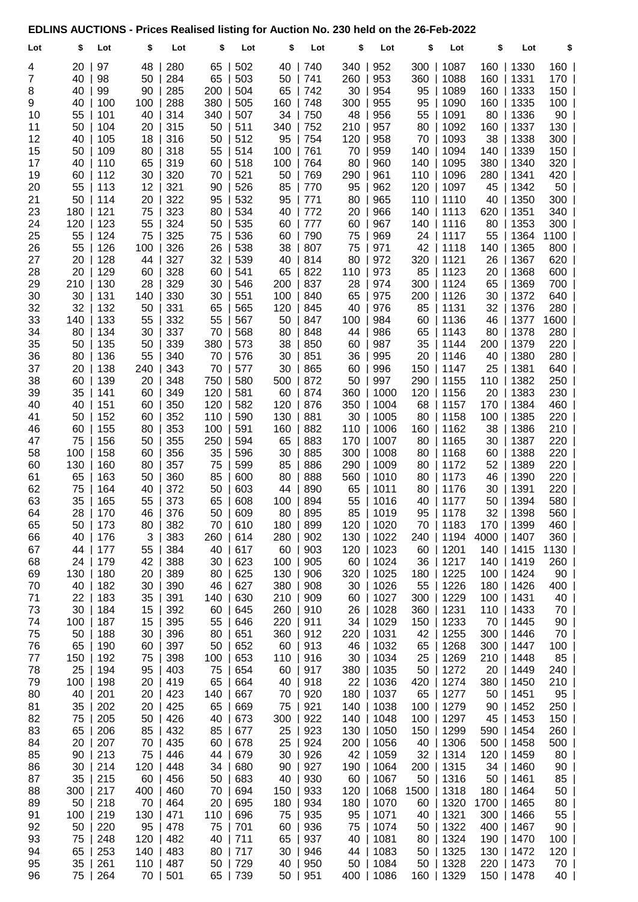**EDLINS AUCTIONS - Prices Realised listing for Auction No. 230 held on the 26-Feb-2022**

| Lot | $ | Lot | $ | Lot | $ | Lot | $ | Lot | $ | Lot | $ | Lot | $ | Lot | $ | Lot | $ |
|---|---|---|---|---|---|---|---|---|---|---|---|---|---|---|---|---|---|
| 4 | 20 | 97 | 48 | 280 | 65 | 502 | 40 | 740 | 340 | 952 | 300 | 1087 | 160 | 1330 | 160 |
| 7 | 40 | 98 | 50 | 284 | 65 | 503 | 50 | 741 | 260 | 953 | 360 | 1088 | 160 | 1331 | 170 |
| 8 | 40 | 99 | 90 | 285 | 200 | 504 | 65 | 742 | 30 | 954 | 95 | 1089 | 160 | 1333 | 150 |
| 9 | 40 | 100 | 100 | 288 | 380 | 505 | 160 | 748 | 300 | 955 | 95 | 1090 | 160 | 1335 | 100 |
| 10 | 55 | 101 | 40 | 314 | 340 | 507 | 34 | 750 | 48 | 956 | 55 | 1091 | 80 | 1336 | 90 |
| 11 | 50 | 104 | 20 | 315 | 50 | 511 | 340 | 752 | 210 | 957 | 80 | 1092 | 160 | 1337 | 130 |
| 12 | 40 | 105 | 18 | 316 | 50 | 512 | 95 | 754 | 120 | 958 | 70 | 1093 | 38 | 1338 | 300 |
| 15 | 50 | 109 | 80 | 318 | 55 | 514 | 100 | 761 | 70 | 959 | 140 | 1094 | 140 | 1339 | 150 |
| 17 | 40 | 110 | 65 | 319 | 60 | 518 | 100 | 764 | 80 | 960 | 140 | 1095 | 380 | 1340 | 320 |
| 19 | 60 | 112 | 30 | 320 | 70 | 521 | 50 | 769 | 290 | 961 | 110 | 1096 | 280 | 1341 | 420 |
| 20 | 55 | 113 | 12 | 321 | 90 | 526 | 85 | 770 | 95 | 962 | 120 | 1097 | 45 | 1342 | 50 |
| 21 | 50 | 114 | 20 | 322 | 95 | 532 | 95 | 771 | 80 | 965 | 110 | 1110 | 40 | 1350 | 300 |
| 23 | 180 | 121 | 75 | 323 | 80 | 534 | 40 | 772 | 20 | 966 | 140 | 1113 | 620 | 1351 | 340 |
| 24 | 120 | 123 | 55 | 324 | 50 | 535 | 60 | 777 | 60 | 967 | 140 | 1116 | 80 | 1353 | 300 |
| 25 | 55 | 124 | 75 | 325 | 75 | 536 | 60 | 790 | 75 | 969 | 24 | 1117 | 55 | 1364 | 1100 |
| 26 | 55 | 126 | 100 | 326 | 26 | 538 | 38 | 807 | 75 | 971 | 42 | 1118 | 140 | 1365 | 800 |
| 27 | 20 | 128 | 44 | 327 | 32 | 539 | 40 | 814 | 80 | 972 | 320 | 1121 | 26 | 1367 | 620 |
| 28 | 20 | 129 | 60 | 328 | 60 | 541 | 65 | 822 | 110 | 973 | 85 | 1123 | 20 | 1368 | 600 |
| 29 | 210 | 130 | 28 | 329 | 30 | 546 | 200 | 837 | 28 | 974 | 300 | 1124 | 65 | 1369 | 700 |
| 30 | 30 | 131 | 140 | 330 | 30 | 551 | 100 | 840 | 65 | 975 | 200 | 1126 | 30 | 1372 | 640 |
| 32 | 32 | 132 | 50 | 331 | 65 | 565 | 120 | 845 | 40 | 976 | 85 | 1131 | 32 | 1376 | 280 |
| 33 | 140 | 133 | 55 | 332 | 55 | 567 | 50 | 847 | 100 | 984 | 60 | 1136 | 46 | 1377 | 1600 |
| 34 | 80 | 134 | 30 | 337 | 70 | 568 | 80 | 848 | 44 | 986 | 65 | 1143 | 80 | 1378 | 280 |
| 35 | 50 | 135 | 50 | 339 | 380 | 573 | 38 | 850 | 60 | 987 | 35 | 1144 | 200 | 1379 | 220 |
| 36 | 80 | 136 | 55 | 340 | 70 | 576 | 30 | 851 | 36 | 995 | 20 | 1146 | 40 | 1380 | 280 |
| 37 | 20 | 138 | 240 | 343 | 70 | 577 | 30 | 865 | 60 | 996 | 150 | 1147 | 25 | 1381 | 640 |
| 38 | 60 | 139 | 20 | 348 | 750 | 580 | 500 | 872 | 50 | 997 | 290 | 1155 | 110 | 1382 | 250 |
| 39 | 35 | 141 | 60 | 349 | 120 | 581 | 60 | 874 | 360 | 1000 | 120 | 1156 | 20 | 1383 | 230 |
| 40 | 40 | 151 | 60 | 350 | 120 | 582 | 120 | 876 | 350 | 1004 | 68 | 1157 | 170 | 1384 | 460 |
| 41 | 50 | 152 | 60 | 352 | 110 | 590 | 130 | 881 | 30 | 1005 | 80 | 1158 | 100 | 1385 | 220 |
| 46 | 60 | 155 | 80 | 353 | 100 | 591 | 160 | 882 | 110 | 1006 | 160 | 1162 | 38 | 1386 | 210 |
| 47 | 75 | 156 | 50 | 355 | 250 | 594 | 65 | 883 | 170 | 1007 | 80 | 1165 | 30 | 1387 | 220 |
| 58 | 100 | 158 | 60 | 356 | 35 | 596 | 30 | 885 | 300 | 1008 | 80 | 1168 | 60 | 1388 | 220 |
| 60 | 130 | 160 | 80 | 357 | 75 | 599 | 85 | 886 | 290 | 1009 | 80 | 1172 | 52 | 1389 | 220 |
| 61 | 65 | 163 | 50 | 360 | 85 | 600 | 80 | 888 | 560 | 1010 | 80 | 1173 | 46 | 1390 | 220 |
| 62 | 75 | 164 | 40 | 372 | 50 | 603 | 44 | 890 | 65 | 1011 | 80 | 1176 | 30 | 1391 | 220 |
| 63 | 35 | 165 | 55 | 373 | 65 | 608 | 100 | 894 | 55 | 1016 | 40 | 1177 | 50 | 1394 | 580 |
| 64 | 28 | 170 | 46 | 376 | 50 | 609 | 80 | 895 | 85 | 1019 | 95 | 1178 | 32 | 1398 | 560 |
| 65 | 50 | 173 | 80 | 382 | 70 | 610 | 180 | 899 | 120 | 1020 | 70 | 1183 | 170 | 1399 | 460 |
| 66 | 40 | 176 | 3 | 383 | 260 | 614 | 280 | 902 | 130 | 1022 | 240 | 1194 | 4000 | 1407 | 360 |
| 67 | 44 | 177 | 55 | 384 | 40 | 617 | 60 | 903 | 120 | 1023 | 60 | 1201 | 140 | 1415 | 1130 |
| 68 | 24 | 179 | 42 | 388 | 30 | 623 | 100 | 905 | 60 | 1024 | 36 | 1217 | 140 | 1419 | 260 |
| 69 | 130 | 180 | 20 | 389 | 80 | 625 | 130 | 906 | 320 | 1025 | 180 | 1225 | 100 | 1424 | 90 |
| 70 | 40 | 182 | 30 | 390 | 46 | 627 | 380 | 908 | 30 | 1026 | 55 | 1226 | 180 | 1426 | 400 |
| 71 | 22 | 183 | 35 | 391 | 140 | 630 | 210 | 909 | 60 | 1027 | 300 | 1229 | 100 | 1431 | 40 |
| 73 | 30 | 184 | 15 | 392 | 60 | 645 | 260 | 910 | 26 | 1028 | 360 | 1231 | 110 | 1433 | 70 |
| 74 | 100 | 187 | 15 | 395 | 55 | 646 | 220 | 911 | 34 | 1029 | 150 | 1233 | 70 | 1445 | 90 |
| 75 | 50 | 188 | 30 | 396 | 80 | 651 | 360 | 912 | 220 | 1031 | 42 | 1255 | 300 | 1446 | 70 |
| 76 | 65 | 190 | 60 | 397 | 50 | 652 | 60 | 913 | 46 | 1032 | 65 | 1268 | 300 | 1447 | 100 |
| 77 | 150 | 192 | 75 | 398 | 100 | 653 | 110 | 916 | 30 | 1034 | 25 | 1269 | 210 | 1448 | 85 |
| 78 | 25 | 194 | 95 | 403 | 75 | 654 | 60 | 917 | 380 | 1035 | 50 | 1272 | 20 | 1449 | 240 |
| 79 | 100 | 198 | 20 | 419 | 65 | 664 | 40 | 918 | 22 | 1036 | 420 | 1274 | 380 | 1450 | 210 |
| 80 | 40 | 201 | 20 | 423 | 140 | 667 | 70 | 920 | 180 | 1037 | 65 | 1277 | 50 | 1451 | 95 |
| 81 | 35 | 202 | 20 | 425 | 65 | 669 | 75 | 921 | 140 | 1038 | 100 | 1279 | 90 | 1452 | 250 |
| 82 | 75 | 205 | 50 | 426 | 40 | 673 | 300 | 922 | 140 | 1048 | 100 | 1297 | 45 | 1453 | 150 |
| 83 | 65 | 206 | 85 | 432 | 85 | 677 | 25 | 923 | 130 | 1050 | 150 | 1299 | 590 | 1454 | 260 |
| 84 | 20 | 207 | 70 | 435 | 60 | 678 | 25 | 924 | 200 | 1056 | 40 | 1306 | 500 | 1458 | 500 |
| 85 | 90 | 213 | 75 | 446 | 44 | 679 | 30 | 926 | 42 | 1059 | 32 | 1314 | 120 | 1459 | 80 |
| 86 | 30 | 214 | 120 | 448 | 34 | 680 | 90 | 927 | 190 | 1064 | 200 | 1315 | 34 | 1460 | 90 |
| 87 | 35 | 215 | 60 | 456 | 50 | 683 | 40 | 930 | 60 | 1067 | 50 | 1316 | 50 | 1461 | 85 |
| 88 | 300 | 217 | 400 | 460 | 70 | 694 | 150 | 933 | 120 | 1068 | 1500 | 1318 | 180 | 1464 | 50 |
| 89 | 50 | 218 | 70 | 464 | 20 | 695 | 180 | 934 | 180 | 1070 | 60 | 1320 | 1700 | 1465 | 80 |
| 91 | 100 | 219 | 130 | 471 | 110 | 696 | 75 | 935 | 95 | 1071 | 40 | 1321 | 300 | 1466 | 55 |
| 92 | 50 | 220 | 95 | 478 | 75 | 701 | 60 | 936 | 75 | 1074 | 50 | 1322 | 400 | 1467 | 90 |
| 93 | 75 | 248 | 120 | 482 | 40 | 711 | 65 | 937 | 40 | 1081 | 80 | 1324 | 190 | 1470 | 100 |
| 94 | 65 | 253 | 140 | 483 | 80 | 717 | 30 | 946 | 44 | 1083 | 50 | 1325 | 130 | 1472 | 120 |
| 95 | 35 | 261 | 110 | 487 | 50 | 729 | 40 | 950 | 50 | 1084 | 50 | 1328 | 220 | 1473 | 70 |
| 96 | 75 | 264 | 70 | 501 | 65 | 739 | 50 | 951 | 400 | 1086 | 160 | 1329 | 150 | 1478 | 40 |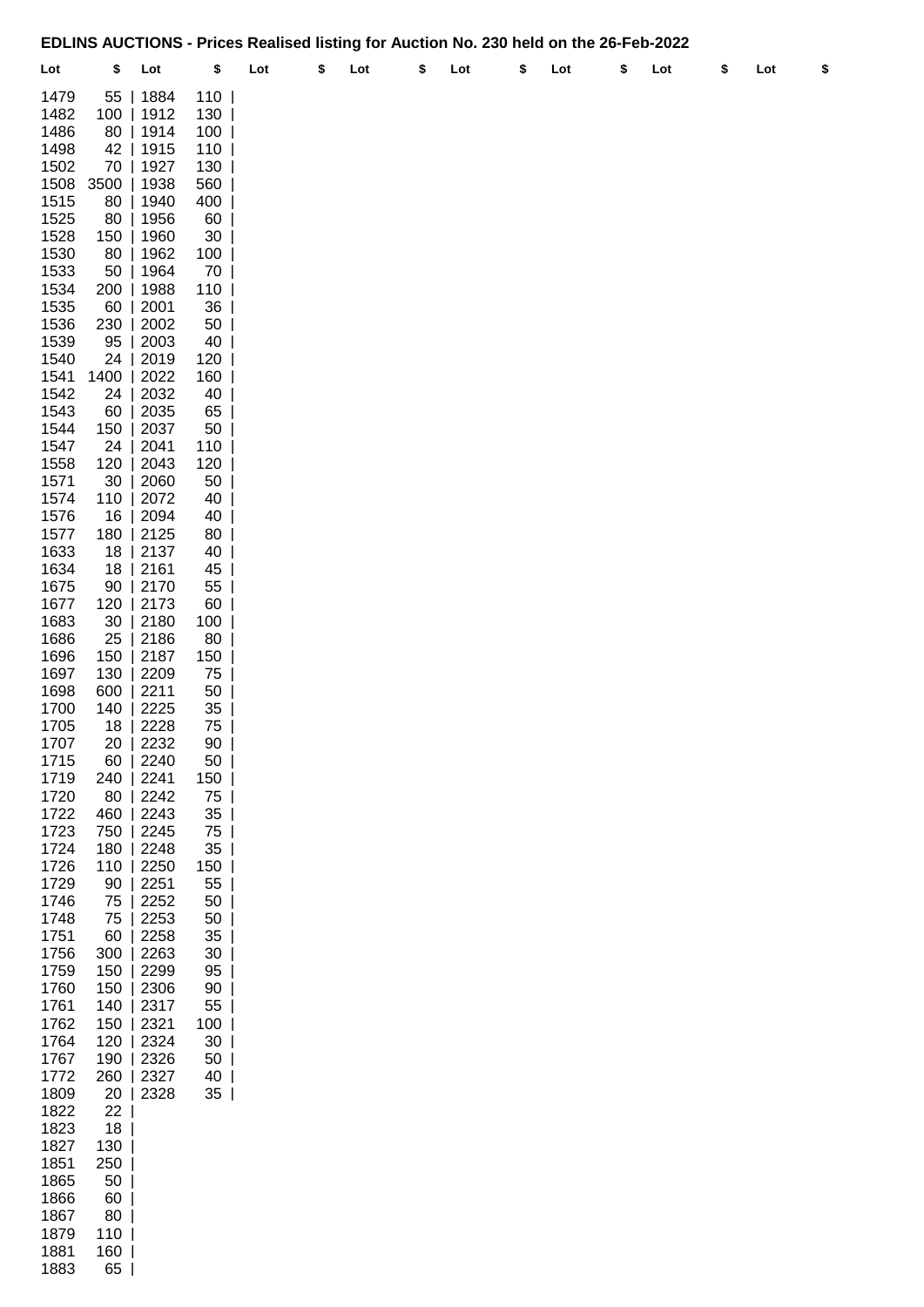**EDLINS AUCTIONS - Prices Realised listing for Auction No. 230 held on the 26-Feb-2022**

| Lot | $ | Lot | $ | Lot | $ | Lot | $ | Lot | $ | Lot | $ | Lot | $ | Lot | $ |
|---|---|---|---|---|---|---|---|---|---|---|---|---|---|---|---|
| 1479 | 55 | 1884 | 110 | | | | | | | | | | | | |
| 1482 | 100 | 1912 | 130 | | | | | | | | | | | | |
| 1486 | 80 | 1914 | 100 | | | | | | | | | | | | |
| 1498 | 42 | 1915 | 110 | | | | | | | | | | | | |
| 1502 | 70 | 1927 | 130 | | | | | | | | | | | | |
| 1508 | 3500 | 1938 | 560 | | | | | | | | | | | | |
| 1515 | 80 | 1940 | 400 | | | | | | | | | | | | |
| 1525 | 80 | 1956 | 60 | | | | | | | | | | | | |
| 1528 | 150 | 1960 | 30 | | | | | | | | | | | | |
| 1530 | 80 | 1962 | 100 | | | | | | | | | | | | |
| 1533 | 50 | 1964 | 70 | | | | | | | | | | | | |
| 1534 | 200 | 1988 | 110 | | | | | | | | | | | | |
| 1535 | 60 | 2001 | 36 | | | | | | | | | | | | |
| 1536 | 230 | 2002 | 50 | | | | | | | | | | | | |
| 1539 | 95 | 2003 | 40 | | | | | | | | | | | | |
| 1540 | 24 | 2019 | 120 | | | | | | | | | | | | |
| 1541 | 1400 | 2022 | 160 | | | | | | | | | | | | |
| 1542 | 24 | 2032 | 40 | | | | | | | | | | | | |
| 1543 | 60 | 2035 | 65 | | | | | | | | | | | | |
| 1544 | 150 | 2037 | 50 | | | | | | | | | | | | |
| 1547 | 24 | 2041 | 110 | | | | | | | | | | | | |
| 1558 | 120 | 2043 | 120 | | | | | | | | | | | | |
| 1571 | 30 | 2060 | 50 | | | | | | | | | | | | |
| 1574 | 110 | 2072 | 40 | | | | | | | | | | | | |
| 1576 | 16 | 2094 | 40 | | | | | | | | | | | | |
| 1577 | 180 | 2125 | 80 | | | | | | | | | | | | |
| 1633 | 18 | 2137 | 40 | | | | | | | | | | | | |
| 1634 | 18 | 2161 | 45 | | | | | | | | | | | | |
| 1675 | 90 | 2170 | 55 | | | | | | | | | | | | |
| 1677 | 120 | 2173 | 60 | | | | | | | | | | | | |
| 1683 | 30 | 2180 | 100 | | | | | | | | | | | | |
| 1686 | 25 | 2186 | 80 | | | | | | | | | | | | |
| 1696 | 150 | 2187 | 150 | | | | | | | | | | | | |
| 1697 | 130 | 2209 | 75 | | | | | | | | | | | | |
| 1698 | 600 | 2211 | 50 | | | | | | | | | | | | |
| 1700 | 140 | 2225 | 35 | | | | | | | | | | | | |
| 1705 | 18 | 2228 | 75 | | | | | | | | | | | | |
| 1707 | 20 | 2232 | 90 | | | | | | | | | | | | |
| 1715 | 60 | 2240 | 50 | | | | | | | | | | | | |
| 1719 | 240 | 2241 | 150 | | | | | | | | | | | | |
| 1720 | 80 | 2242 | 75 | | | | | | | | | | | | |
| 1722 | 460 | 2243 | 35 | | | | | | | | | | | | |
| 1723 | 750 | 2245 | 75 | | | | | | | | | | | | |
| 1724 | 180 | 2248 | 35 | | | | | | | | | | | | |
| 1726 | 110 | 2250 | 150 | | | | | | | | | | | | |
| 1729 | 90 | 2251 | 55 | | | | | | | | | | | | |
| 1746 | 75 | 2252 | 50 | | | | | | | | | | | | |
| 1748 | 75 | 2253 | 50 | | | | | | | | | | | | |
| 1751 | 60 | 2258 | 35 | | | | | | | | | | | | |
| 1756 | 300 | 2263 | 30 | | | | | | | | | | | | |
| 1759 | 150 | 2299 | 95 | | | | | | | | | | | | |
| 1760 | 150 | 2306 | 90 | | | | | | | | | | | | |
| 1761 | 140 | 2317 | 55 | | | | | | | | | | | | |
| 1762 | 150 | 2321 | 100 | | | | | | | | | | | | |
| 1764 | 120 | 2324 | 30 | | | | | | | | | | | | |
| 1767 | 190 | 2326 | 50 | | | | | | | | | | | | |
| 1772 | 260 | 2327 | 40 | | | | | | | | | | | | |
| 1809 | 20 | 2328 | 35 | | | | | | | | | | | | |
| 1822 | 22 | | | | | | | | | | | | | | |
| 1823 | 18 | | | | | | | | | | | | | | |
| 1827 | 130 | | | | | | | | | | | | | | |
| 1851 | 250 | | | | | | | | | | | | | | |
| 1865 | 50 | | | | | | | | | | | | | | |
| 1866 | 60 | | | | | | | | | | | | | | |
| 1867 | 80 | | | | | | | | | | | | | | |
| 1879 | 110 | | | | | | | | | | | | | | |
| 1881 | 160 | | | | | | | | | | | | | | |
| 1883 | 65 | | | | | | | | | | | | | | |